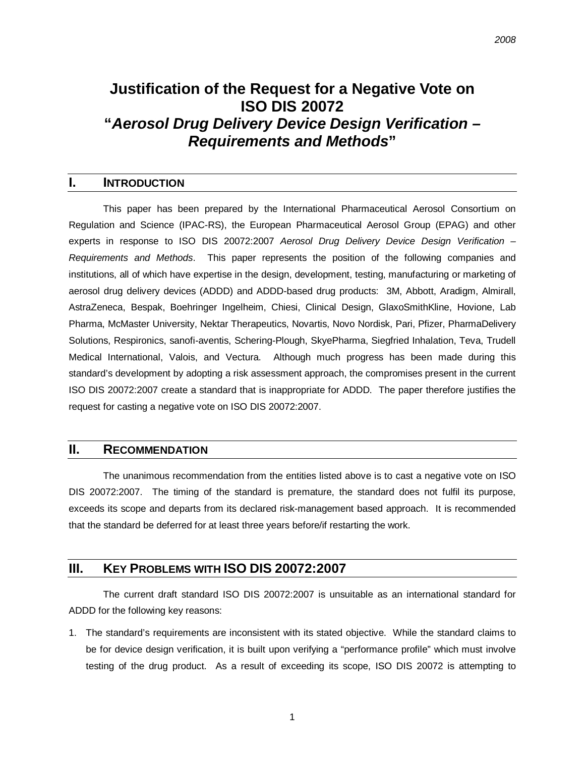# Justification of the Request for a Negative Vote on ISO DIS 20072 "*Aerosol Drug Delivery Device Design Verification – Requirements and Methods*"

## I. INTRODUCTION

This paper has been prepared by the International Pharmaceutical Aerosol Consortium on Regulation and Science (IPAC-RS), the European Pharmaceutical Aerosol Group (EPAG) and other experts in response to ISO DIS 20072:2007 *Aerosol Drug Delivery Device Design Verification – Requirements and Methods*. This paper represents the position of the following companies and institutions, all of which have expertise in the design, development, testing, manufacturing or marketing of aerosol drug delivery devices (ADDD) and ADDD-based drug products: 3M, Abbott, Aradigm, Almirall, AstraZeneca, Bespak, Boehringer Ingelheim, Chiesi, Clinical Design, GlaxoSmithKline, Hovione, Lab Pharma, McMaster University, Nektar Therapeutics, Novartis, Novo Nordisk, Pari, Pfizer, PharmaDelivery Solutions, Respironics, sanofi-aventis, Schering-Plough, SkyePharma, Siegfried Inhalation, Teva, Trudell Medical International, Valois, and Vectura. Although much progress has been made during this standard's development by adopting a risk assessment approach, the compromises present in the current ISO DIS 20072:2007 create a standard that is inappropriate for ADDD. The paper therefore justifies the request for casting a negative vote on ISO DIS 20072:2007.

## II. RECOMMENDATION

The unanimous recommendation from the entities listed above is to cast a negative vote on ISO DIS 20072:2007. The timing of the standard is premature, the standard does not fulfil its purpose, exceeds its scope and departs from its declared risk-management based approach. It is recommended that the standard be deferred for at least three years before/if restarting the work.

## III. KEY PROBLEMS WITH ISO DIS 20072:2007

The current draft standard ISO DIS 20072:2007 is unsuitable as an international standard for ADDD for the following key reasons:

1. The standard's requirements are inconsistent with its stated objective. While the standard claims to be for device design verification, it is built upon verifying a "performance profile" which must involve testing of the drug product. As a result of exceeding its scope, ISO DIS 20072 is attempting to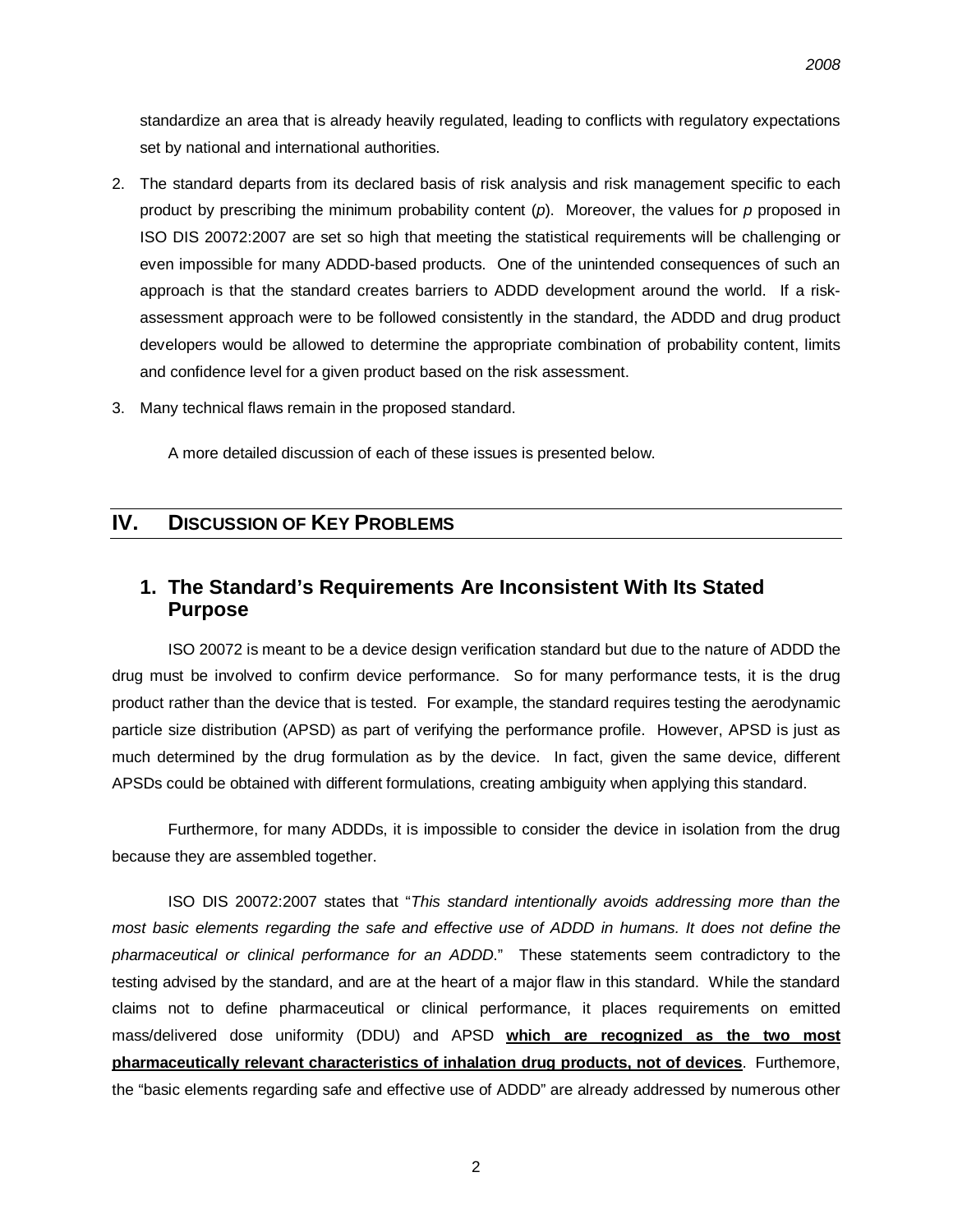standardize an area that is already heavily regulated, leading to conflicts with regulatory expectations set by national and international authorities.

2. The standard departs from its declared basis of risk analysis and risk management specific to each product by prescribing the minimum probability content (*p*). Moreover, the values for *p* proposed in ISO DIS 20072:2007 are set so high that meeting the statistical requirements will be challenging or even impossible for many ADDD-based products. One of the unintended consequences of such an approach is that the standard creates barriers to ADDD development around the world. If a risk-assessment approach were to be followed consistently in the standard, the ADDD and drug product developers would be allowed to determine the appropriate combination of probability content, limits and confidence level for a given product based on the risk assessment.

3. Many technical flaws remain in the proposed standard.

A more detailed discussion of each of these issues is presented below.

## IV. Discussion of Key Problems

### 1. The Standard's Requirements Are Inconsistent With Its Stated Purpose

ISO 20072 is meant to be a device design verification standard but due to the nature of ADDD the drug must be involved to confirm device performance. So for many performance tests, it is the drug product rather than the device that is tested. For example, the standard requires testing the aerodynamic particle size distribution (APSD) as part of verifying the performance profile. However, APSD is just as much determined by the drug formulation as by the device. In fact, given the same device, different APSDs could be obtained with different formulations, creating ambiguity when applying this standard.

Furthermore, for many ADDDs, it is impossible to consider the device in isolation from the drug because they are assembled together.

ISO DIS 20072:2007 states that "*This standard intentionally avoids addressing more than the most basic elements regarding the safe and effective use of ADDD in humans. It does not define the pharmaceutical or clinical performance for an ADDD*." These statements seem contradictory to the testing advised by the standard, and are at the heart of a major flaw in this standard. While the standard claims not to define pharmaceutical or clinical performance, it places requirements on emitted mass/delivered dose uniformity (DDU) and APSD **which are recognized as the two most pharmaceutically relevant characteristics of inhalation drug products, not of devices**. Furthemore, the "basic elements regarding safe and effective use of ADDD" are already addressed by numerous other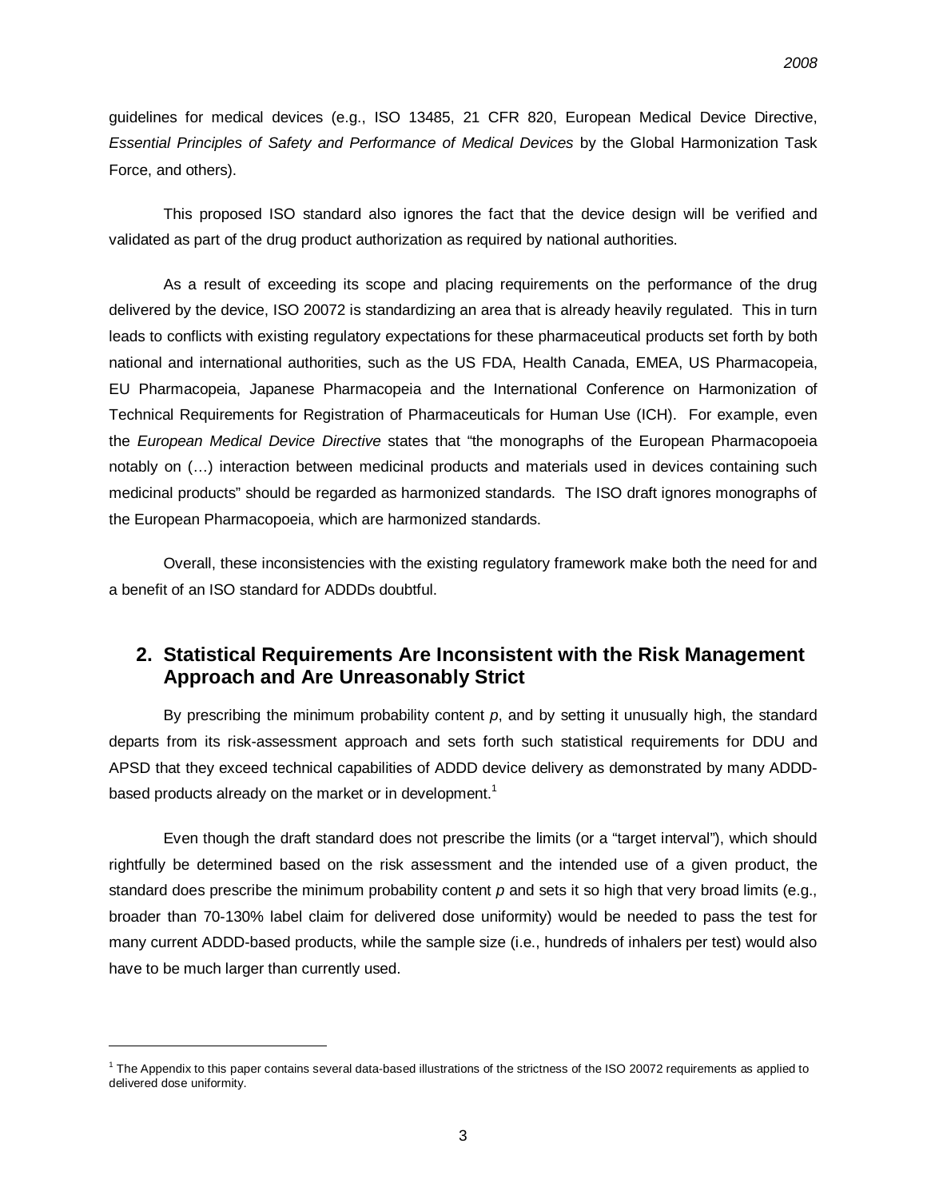guidelines for medical devices (e.g., ISO 13485, 21 CFR 820, European Medical Device Directive, *Essential Principles of Safety and Performance of Medical Devices* by the Global Harmonization Task Force, and others).

This proposed ISO standard also ignores the fact that the device design will be verified and validated as part of the drug product authorization as required by national authorities.

As a result of exceeding its scope and placing requirements on the performance of the drug delivered by the device, ISO 20072 is standardizing an area that is already heavily regulated. This in turn leads to conflicts with existing regulatory expectations for these pharmaceutical products set forth by both national and international authorities, such as the US FDA, Health Canada, EMEA, US Pharmacopeia, EU Pharmacopeia, Japanese Pharmacopeia and the International Conference on Harmonization of Technical Requirements for Registration of Pharmaceuticals for Human Use (ICH). For example, even the *European Medical Device Directive* states that "the monographs of the European Pharmacopoeia notably on (…) interaction between medicinal products and materials used in devices containing such medicinal products" should be regarded as harmonized standards. The ISO draft ignores monographs of the European Pharmacopoeia, which are harmonized standards.

Overall, these inconsistencies with the existing regulatory framework make both the need for and a benefit of an ISO standard for ADDDs doubtful.

## 2. Statistical Requirements Are Inconsistent with the Risk Management Approach and Are Unreasonably Strict

By prescribing the minimum probability content $p$, and by setting it unusually high, the standard departs from its risk-assessment approach and sets forth such statistical requirements for DDU and APSD that they exceed technical capabilities of ADDD device delivery as demonstrated by many ADDD-based products already on the market or in development.[1]

Even though the draft standard does not prescribe the limits (or a "target interval"), which should rightfully be determined based on the risk assessment and the intended use of a given product, the standard does prescribe the minimum probability content $p$ and sets it so high that very broad limits (e.g., broader than 70-130% label claim for delivered dose uniformity) would be needed to pass the test for many current ADDD-based products, while the sample size (i.e., hundreds of inhalers per test) would also have to be much larger than currently used.

---

[1] The Appendix to this paper contains several data-based illustrations of the strictness of the ISO 20072 requirements as applied to delivered dose uniformity.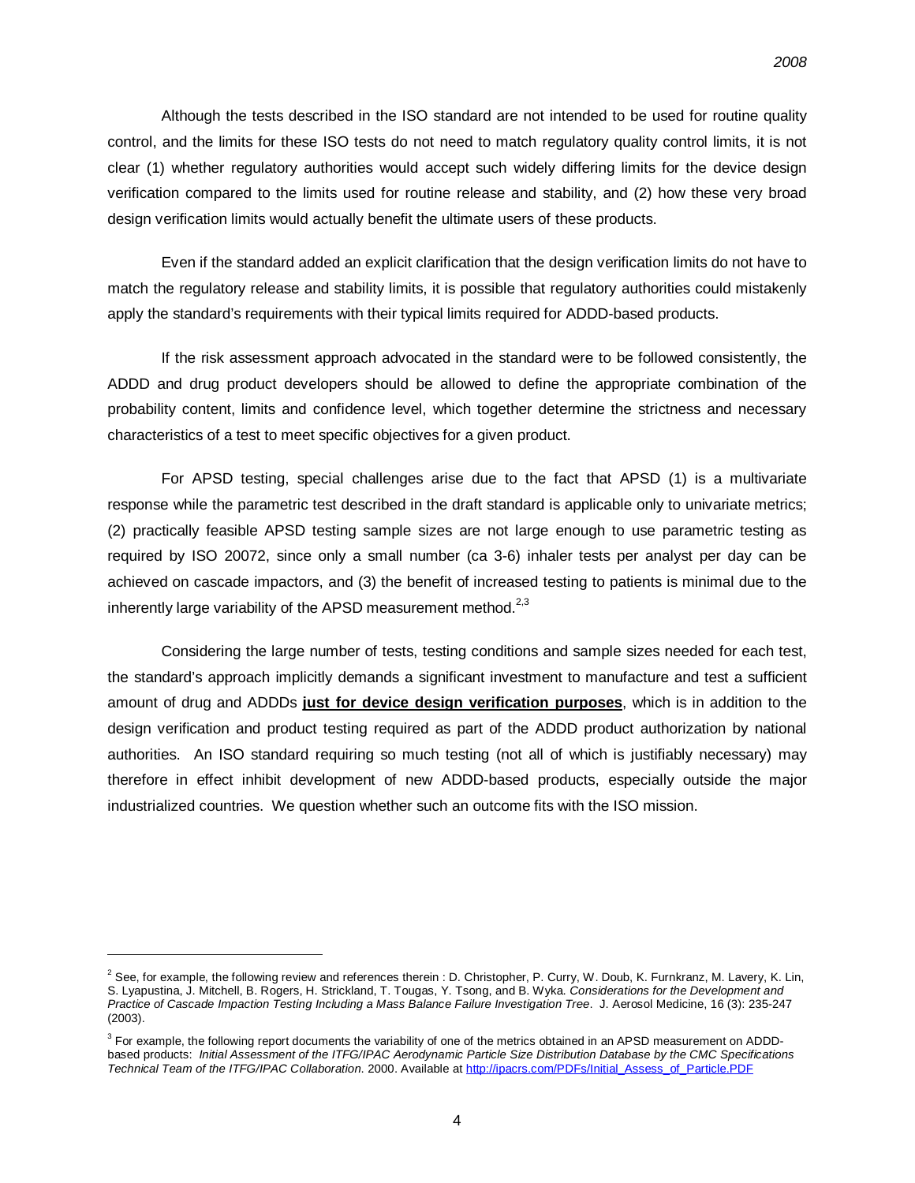Although the tests described in the ISO standard are not intended to be used for routine quality control, and the limits for these ISO tests do not need to match regulatory quality control limits, it is not clear (1) whether regulatory authorities would accept such widely differing limits for the device design verification compared to the limits used for routine release and stability, and (2) how these very broad design verification limits would actually benefit the ultimate users of these products.

Even if the standard added an explicit clarification that the design verification limits do not have to match the regulatory release and stability limits, it is possible that regulatory authorities could mistakenly apply the standard's requirements with their typical limits required for ADDD-based products.

If the risk assessment approach advocated in the standard were to be followed consistently, the ADDD and drug product developers should be allowed to define the appropriate combination of the probability content, limits and confidence level, which together determine the strictness and necessary characteristics of a test to meet specific objectives for a given product.

For APSD testing, special challenges arise due to the fact that APSD (1) is a multivariate response while the parametric test described in the draft standard is applicable only to univariate metrics; (2) practically feasible APSD testing sample sizes are not large enough to use parametric testing as required by ISO 20072, since only a small number (ca 3-6) inhaler tests per analyst per day can be achieved on cascade impactors, and (3) the benefit of increased testing to patients is minimal due to the inherently large variability of the APSD measurement method.[2,3]

Considering the large number of tests, testing conditions and sample sizes needed for each test, the standard's approach implicitly demands a significant investment to manufacture and test a sufficient amount of drug and ADDDs **just for device design verification purposes**, which is in addition to the design verification and product testing required as part of the ADDD product authorization by national authorities. An ISO standard requiring so much testing (not all of which is justifiably necessary) may therefore in effect inhibit development of new ADDD-based products, especially outside the major industrialized countries. We question whether such an outcome fits with the ISO mission.

---

[2] See, for example, the following review and references therein : D. Christopher, P. Curry, W. Doub, K. Furnkranz, M. Lavery, K. Lin, S. Lyapustina, J. Mitchell, B. Rogers, H. Strickland, T. Tougas, Y. Tsong, and B. Wyka. *Considerations for the Development and Practice of Cascade Impaction Testing Including a Mass Balance Failure Investigation Tree*. J. Aerosol Medicine, 16 (3): 235-247 (2003).

[3] For example, the following report documents the variability of one of the metrics obtained in an APSD measurement on ADDD-based products: *Initial Assessment of the ITFG/IPAC Aerodynamic Particle Size Distribution Database by the CMC Specifications Technical Team of the ITFG/IPAC Collaboration.* 2000. Available at http://ipacrs.com/PDFs/Initial_Assess_of_Particle.PDF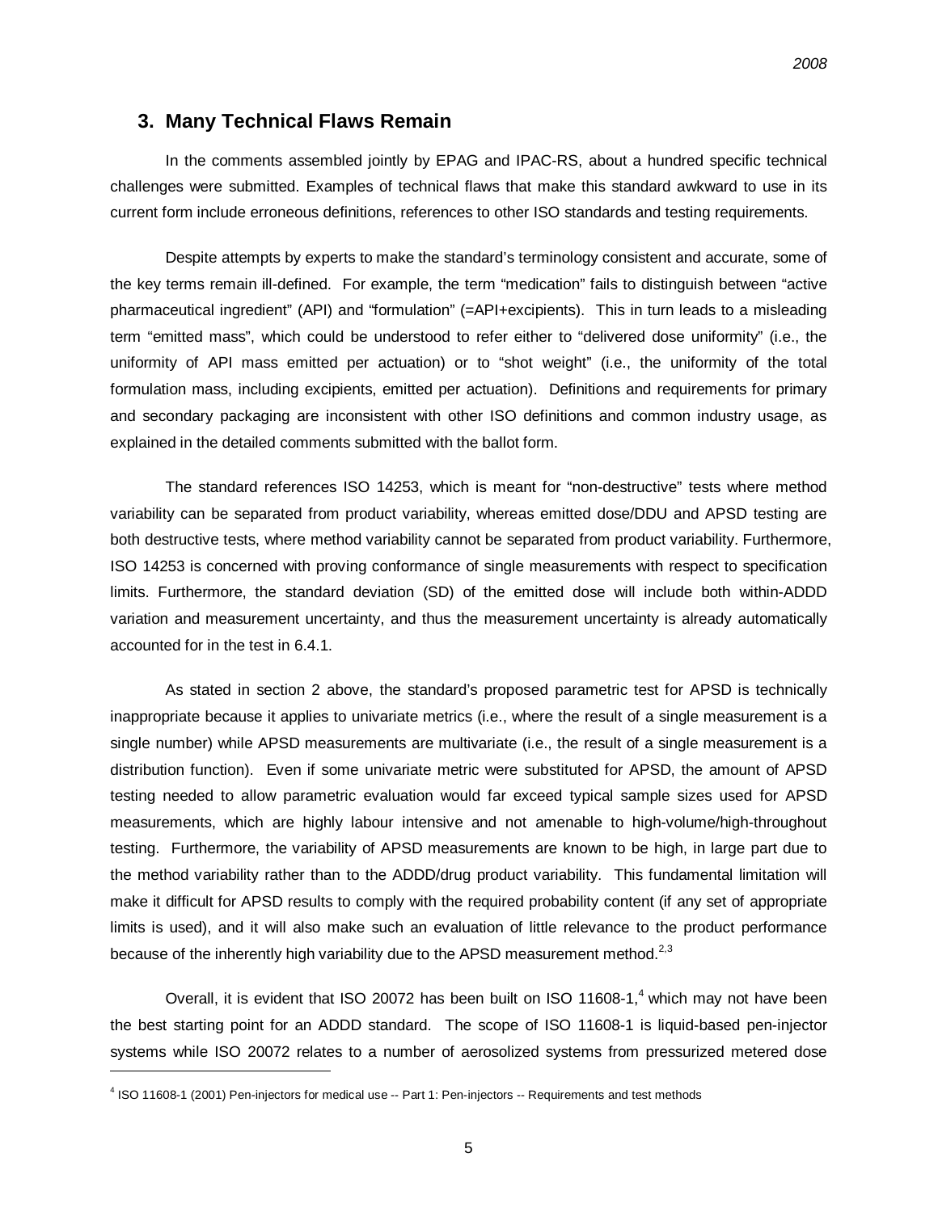## 3. Many Technical Flaws Remain

In the comments assembled jointly by EPAG and IPAC-RS, about a hundred specific technical challenges were submitted. Examples of technical flaws that make this standard awkward to use in its current form include erroneous definitions, references to other ISO standards and testing requirements.

Despite attempts by experts to make the standard's terminology consistent and accurate, some of the key terms remain ill-defined. For example, the term "medication" fails to distinguish between "active pharmaceutical ingredient" (API) and "formulation" (=API+excipients). This in turn leads to a misleading term "emitted mass", which could be understood to refer either to "delivered dose uniformity" (i.e., the uniformity of API mass emitted per actuation) or to "shot weight" (i.e., the uniformity of the total formulation mass, including excipients, emitted per actuation). Definitions and requirements for primary and secondary packaging are inconsistent with other ISO definitions and common industry usage, as explained in the detailed comments submitted with the ballot form.

The standard references ISO 14253, which is meant for "non-destructive" tests where method variability can be separated from product variability, whereas emitted dose/DDU and APSD testing are both destructive tests, where method variability cannot be separated from product variability. Furthermore, ISO 14253 is concerned with proving conformance of single measurements with respect to specification limits. Furthermore, the standard deviation (SD) of the emitted dose will include both within-ADDD variation and measurement uncertainty, and thus the measurement uncertainty is already automatically accounted for in the test in 6.4.1.

As stated in section 2 above, the standard's proposed parametric test for APSD is technically inappropriate because it applies to univariate metrics (i.e., where the result of a single measurement is a single number) while APSD measurements are multivariate (i.e., the result of a single measurement is a distribution function). Even if some univariate metric were substituted for APSD, the amount of APSD testing needed to allow parametric evaluation would far exceed typical sample sizes used for APSD measurements, which are highly labour intensive and not amenable to high-volume/high-throughout testing. Furthermore, the variability of APSD measurements are known to be high, in large part due to the method variability rather than to the ADDD/drug product variability. This fundamental limitation will make it difficult for APSD results to comply with the required probability content (if any set of appropriate limits is used), and it will also make such an evaluation of little relevance to the product performance because of the inherently high variability due to the APSD measurement method.[2,3]

Overall, it is evident that ISO 20072 has been built on ISO 11608-1,[4] which may not have been the best starting point for an ADDD standard. The scope of ISO 11608-1 is liquid-based pen-injector systems while ISO 20072 relates to a number of aerosolized systems from pressurized metered dose

[4] ISO 11608-1 (2001) Pen-injectors for medical use -- Part 1: Pen-injectors -- Requirements and test methods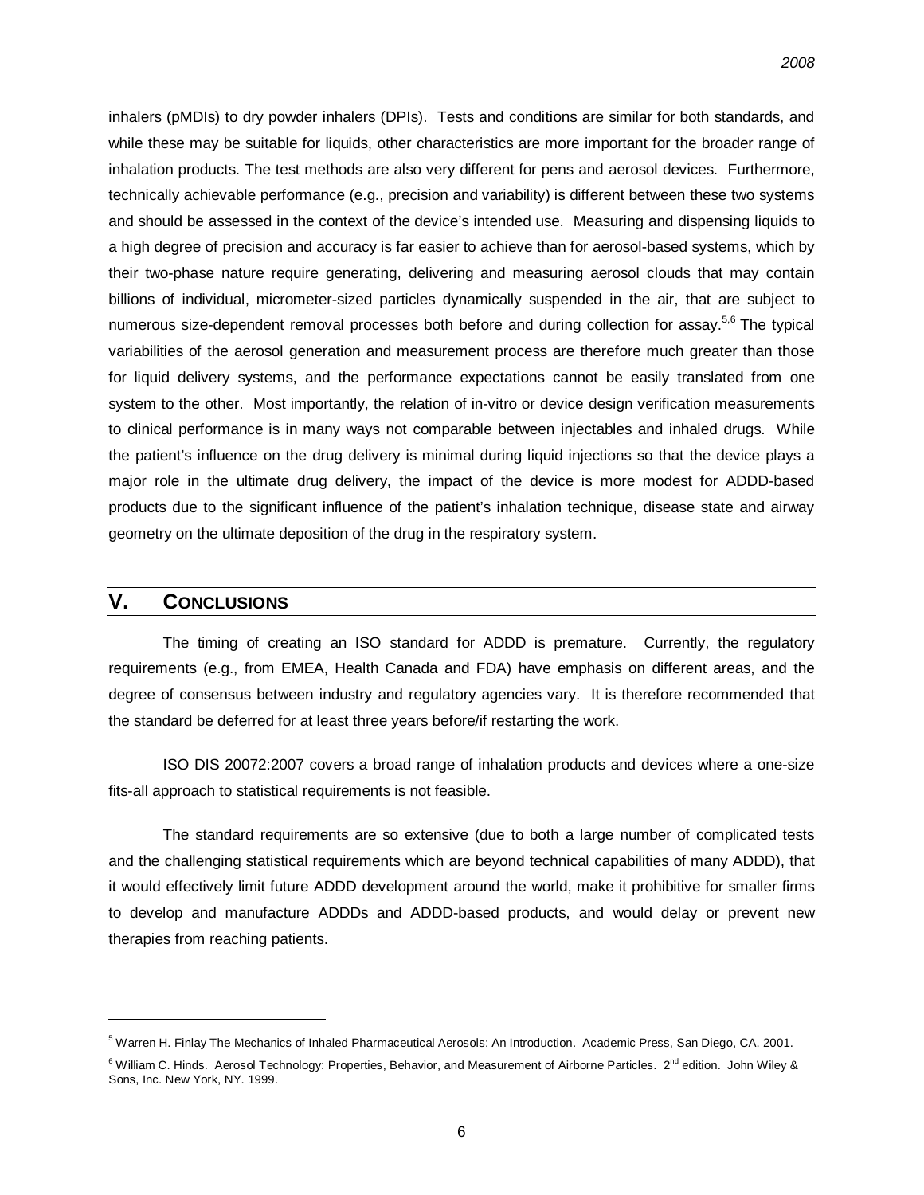inhalers (pMDIs) to dry powder inhalers (DPIs). Tests and conditions are similar for both standards, and while these may be suitable for liquids, other characteristics are more important for the broader range of inhalation products. The test methods are also very different for pens and aerosol devices. Furthermore, technically achievable performance (e.g., precision and variability) is different between these two systems and should be assessed in the context of the device's intended use. Measuring and dispensing liquids to a high degree of precision and accuracy is far easier to achieve than for aerosol-based systems, which by their two-phase nature require generating, delivering and measuring aerosol clouds that may contain billions of individual, micrometer-sized particles dynamically suspended in the air, that are subject to numerous size-dependent removal processes both before and during collection for assay.[5,6] The typical variabilities of the aerosol generation and measurement process are therefore much greater than those for liquid delivery systems, and the performance expectations cannot be easily translated from one system to the other. Most importantly, the relation of in-vitro or device design verification measurements to clinical performance is in many ways not comparable between injectables and inhaled drugs. While the patient's influence on the drug delivery is minimal during liquid injections so that the device plays a major role in the ultimate drug delivery, the impact of the device is more modest for ADDD-based products due to the significant influence of the patient's inhalation technique, disease state and airway geometry on the ultimate deposition of the drug in the respiratory system.

## V. CONCLUSIONS

The timing of creating an ISO standard for ADDD is premature. Currently, the regulatory requirements (e.g., from EMEA, Health Canada and FDA) have emphasis on different areas, and the degree of consensus between industry and regulatory agencies vary. It is therefore recommended that the standard be deferred for at least three years before/if restarting the work.

ISO DIS 20072:2007 covers a broad range of inhalation products and devices where a one-size fits-all approach to statistical requirements is not feasible.

The standard requirements are so extensive (due to both a large number of complicated tests and the challenging statistical requirements which are beyond technical capabilities of many ADDD), that it would effectively limit future ADDD development around the world, make it prohibitive for smaller firms to develop and manufacture ADDDs and ADDD-based products, and would delay or prevent new therapies from reaching patients.

---

[5] Warren H. Finlay The Mechanics of Inhaled Pharmaceutical Aerosols: An Introduction. Academic Press, San Diego, CA. 2001.

[6] William C. Hinds. Aerosol Technology: Properties, Behavior, and Measurement of Airborne Particles. 2nd edition. John Wiley & Sons, Inc. New York, NY. 1999.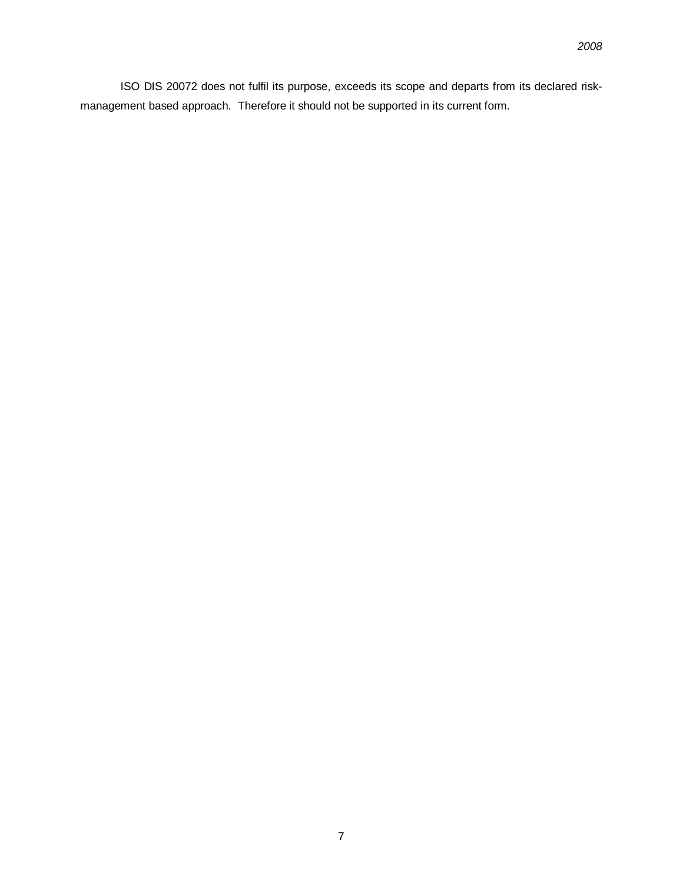ISO DIS 20072 does not fulfil its purpose, exceeds its scope and departs from its declared risk-management based approach. Therefore it should not be supported in its current form.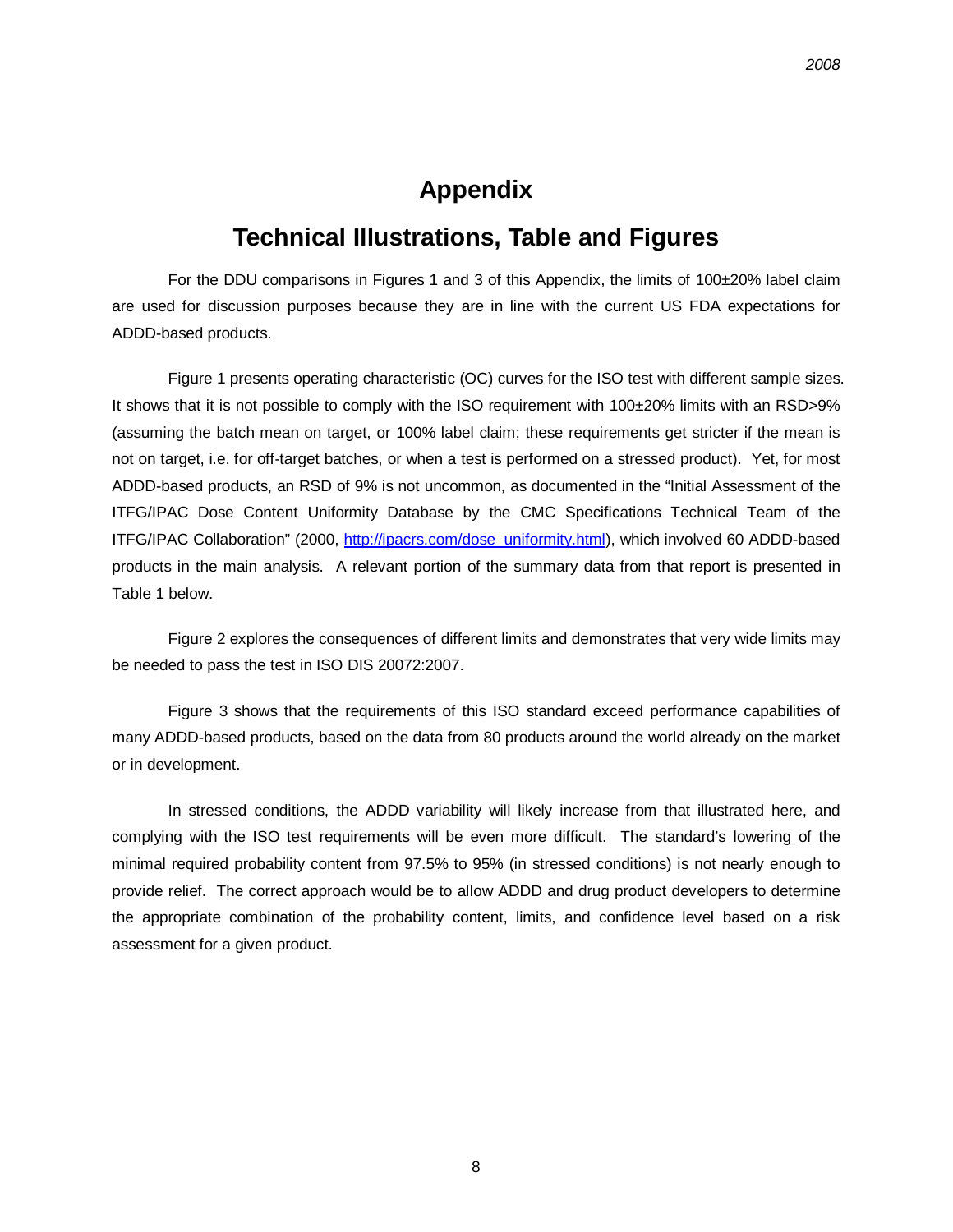# Appendix

## Technical Illustrations, Table and Figures

For the DDU comparisons in Figures 1 and 3 of this Appendix, the limits of 100±20% label claim are used for discussion purposes because they are in line with the current US FDA expectations for ADDD-based products.

Figure 1 presents operating characteristic (OC) curves for the ISO test with different sample sizes. It shows that it is not possible to comply with the ISO requirement with 100±20% limits with an RSD>9% (assuming the batch mean on target, or 100% label claim; these requirements get stricter if the mean is not on target, i.e. for off-target batches, or when a test is performed on a stressed product). Yet, for most ADDD-based products, an RSD of 9% is not uncommon, as documented in the "Initial Assessment of the ITFG/IPAC Dose Content Uniformity Database by the CMC Specifications Technical Team of the ITFG/IPAC Collaboration" (2000, http://ipacrs.com/dose_uniformity.html), which involved 60 ADDD-based products in the main analysis. A relevant portion of the summary data from that report is presented in Table 1 below.

Figure 2 explores the consequences of different limits and demonstrates that very wide limits may be needed to pass the test in ISO DIS 20072:2007.

Figure 3 shows that the requirements of this ISO standard exceed performance capabilities of many ADDD-based products, based on the data from 80 products around the world already on the market or in development.

In stressed conditions, the ADDD variability will likely increase from that illustrated here, and complying with the ISO test requirements will be even more difficult. The standard's lowering of the minimal required probability content from 97.5% to 95% (in stressed conditions) is not nearly enough to provide relief. The correct approach would be to allow ADDD and drug product developers to determine the appropriate combination of the probability content, limits, and confidence level based on a risk assessment for a given product.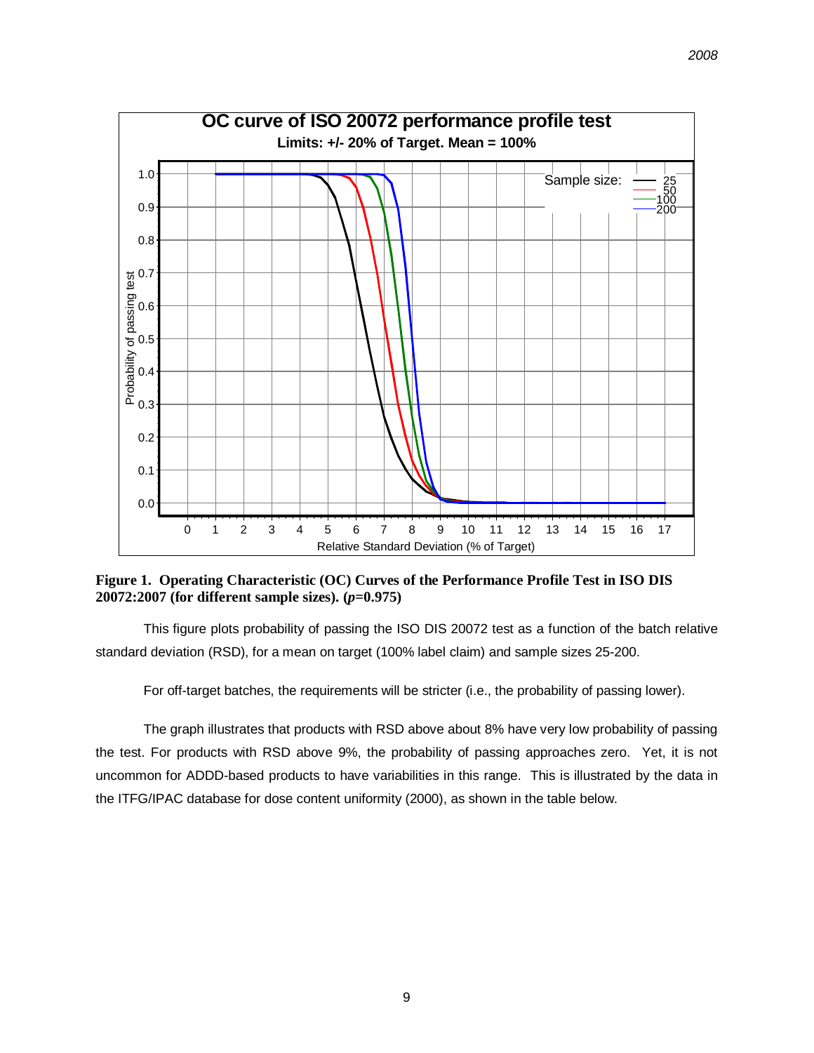**Figure 1. Operating Characteristic (OC) Curves of the Performance Profile Test in ISO DIS 20072:2007 (for different sample sizes). ($p$=0.975)**

This figure plots probability of passing the ISO DIS 20072 test as a function of the batch relative standard deviation (RSD), for a mean on target (100% label claim) and sample sizes 25-200.

For off-target batches, the requirements will be stricter (i.e., the probability of passing lower).

The graph illustrates that products with RSD above about 8% have very low probability of passing the test. For products with RSD above 9%, the probability of passing approaches zero. Yet, it is not uncommon for ADDD-based products to have variabilities in this range. This is illustrated by the data in the ITFG/IPAC database for dose content uniformity (2000), as shown in the table below.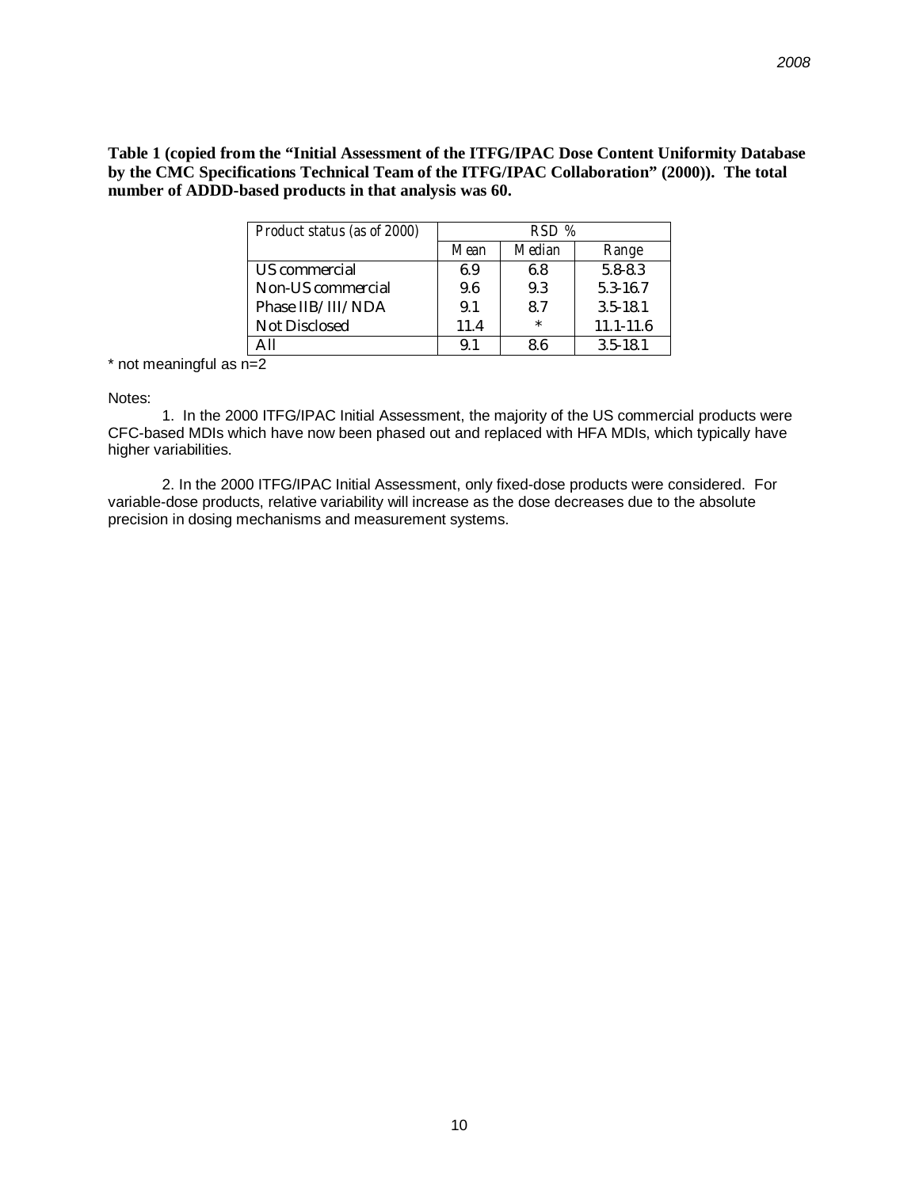**Table 1 (copied from the "Initial Assessment of the ITFG/IPAC Dose Content Uniformity Database by the CMC Specifications Technical Team of the ITFG/IPAC Collaboration" (2000)). The total number of ADDD-based products in that analysis was 60.**

| Product status (as of 2000) | RSD % | | |
|---|---|---|---|
| | Mean | Median | Range |
| US commercial | 6.9 | 6.8 | 5.8-8.3 |
| Non-US commercial | 9.6 | 9.3 | 5.3-16.7 |
| Phase IIB/III/NDA | 9.1 | 8.7 | 3.5-18.1 |
| Not Disclosed | 11.4 | * | 11.1-11.6 |
| All | 9.1 | 8.6 | 3.5-18.1 |

* not meaningful as n=2

Notes:

1. In the 2000 ITFG/IPAC Initial Assessment, the majority of the US commercial products were CFC-based MDIs which have now been phased out and replaced with HFA MDIs, which typically have higher variabilities.

2. In the 2000 ITFG/IPAC Initial Assessment, only fixed-dose products were considered. For variable-dose products, relative variability will increase as the dose decreases due to the absolute precision in dosing mechanisms and measurement systems.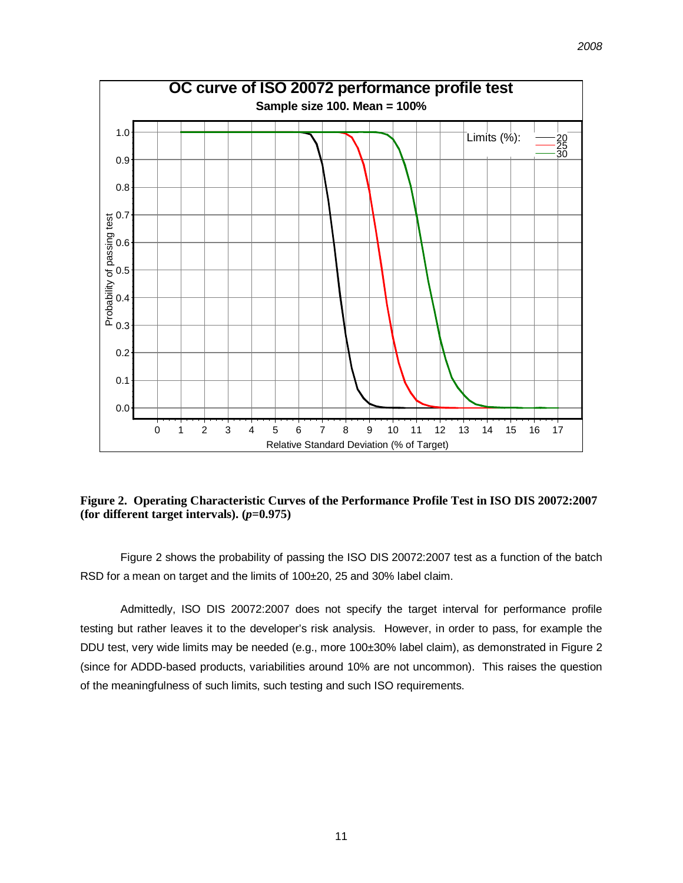**Figure 2. Operating Characteristic Curves of the Performance Profile Test in ISO DIS 20072:2007 (for different target intervals). (*p*=0.975)**

Figure 2 shows the probability of passing the ISO DIS 20072:2007 test as a function of the batch RSD for a mean on target and the limits of 100±20, 25 and 30% label claim.

Admittedly, ISO DIS 20072:2007 does not specify the target interval for performance profile testing but rather leaves it to the developer's risk analysis. However, in order to pass, for example the DDU test, very wide limits may be needed (e.g., more 100±30% label claim), as demonstrated in Figure 2 (since for ADDD-based products, variabilities around 10% are not uncommon). This raises the question of the meaningfulness of such limits, such testing and such ISO requirements.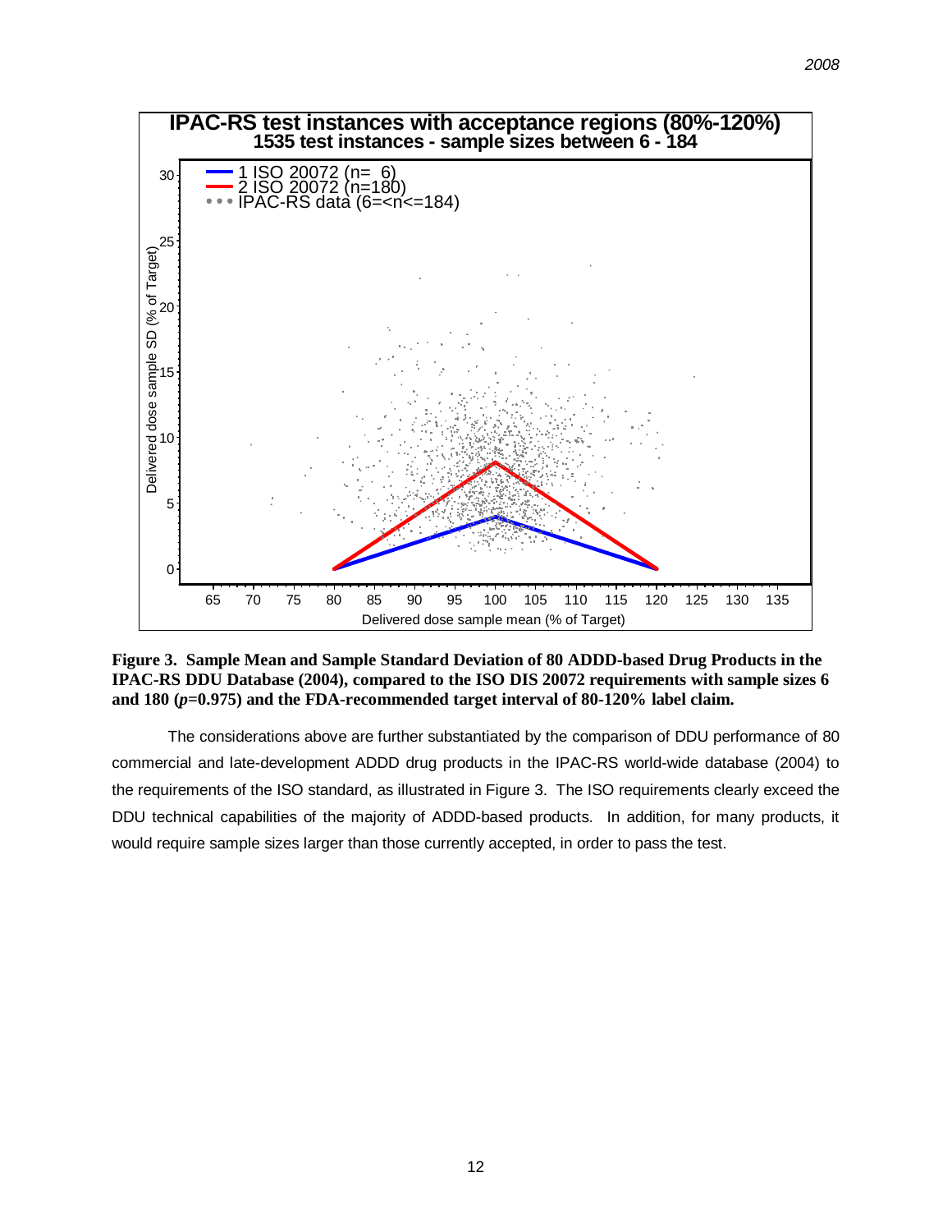IPAC-RS test instances with acceptance regions (80%-120%)

1535 test instances - sample sizes between 6 - 184

1 ISO 20072 (n= 6)

2 ISO 20072 (n=180)

IPAC-RS data (6=<n<=184)

Delivered dose sample SD (% of Target)

0
5
10
15
20
25
30

65 70 75 80 85 90 95 100 105 110 115 120 125 130 135

Delivered dose sample mean (% of Target)

**Figure 3. Sample Mean and Sample Standard Deviation of 80 ADDD-based Drug Products in the IPAC-RS DDU Database (2004), compared to the ISO DIS 20072 requirements with sample sizes 6 and 180 ($p$=0.975) and the FDA-recommended target interval of 80-120% label claim.**

The considerations above are further substantiated by the comparison of DDU performance of 80 commercial and late-development ADDD drug products in the IPAC-RS world-wide database (2004) to the requirements of the ISO standard, as illustrated in Figure 3. The ISO requirements clearly exceed the DDU technical capabilities of the majority of ADDD-based products. In addition, for many products, it would require sample sizes larger than those currently accepted, in order to pass the test.